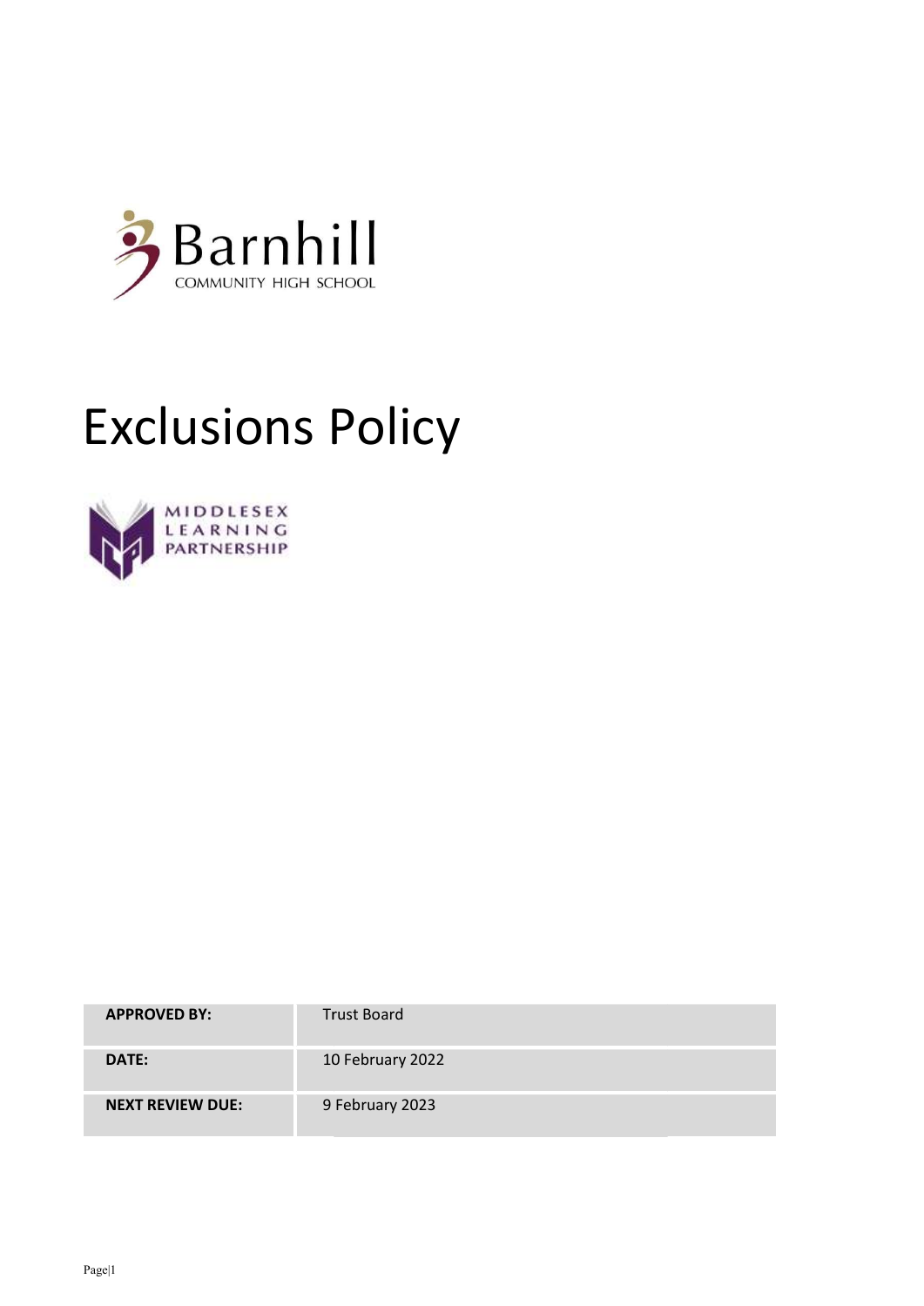Barnhill
COMMUNITY HIGH SCHOOL

# Exclusions Policy

MIDDLESEX
LEARNING
PARTNERSHIP

| | |
|---|---|
| **APPROVED BY:** | Trust Board |
| **DATE:** | 10 February 2022 |
| **NEXT REVIEW DUE:** | 9 February 2023 |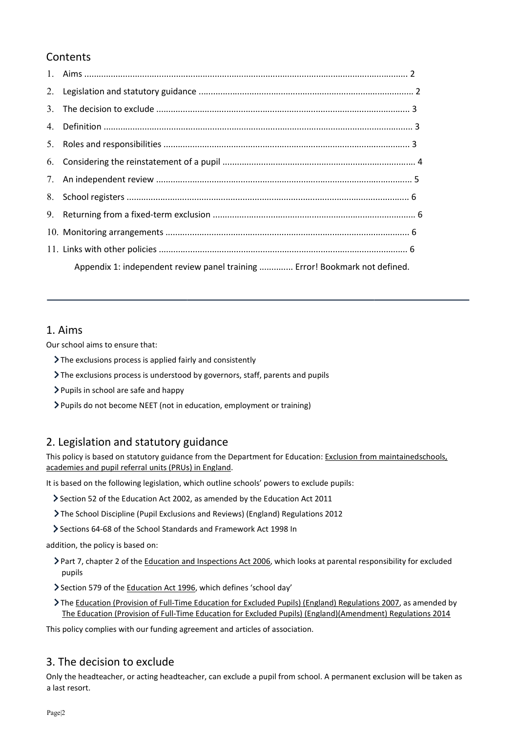## Contents

1. Aims .................................................................................................................................. 2
2. Legislation and statutory guidance ........................................................................................ 2
3. The decision to exclude ........................................................................................................ 3
4. Definition .............................................................................................................................. 3
5. Roles and responsibilities ..................................................................................................... 3
6. Considering the reinstatement of a pupil ............................................................................... 4
7. An independent review ......................................................................................................... 5
8. School registers .................................................................................................................... 6
9. Returning from a fixed-term exclusion ................................................................................... 6
10. Monitoring arrangements .................................................................................................... 6
11. Links with other policies ...................................................................................................... 6

Appendix 1: independent review panel training .............. Error! Bookmark not defined.

---

## 1. Aims

Our school aims to ensure that:

- The exclusions process is applied fairly and consistently
- The exclusions process is understood by governors, staff, parents and pupils
- Pupils in school are safe and happy
- Pupils do not become NEET (not in education, employment or training)

## 2. Legislation and statutory guidance

This policy is based on statutory guidance from the Department for Education: Exclusion from maintainedschools, academies and pupil referral units (PRUs) in England.

It is based on the following legislation, which outline schools' powers to exclude pupils:

- Section 52 of the Education Act 2002, as amended by the Education Act 2011
- The School Discipline (Pupil Exclusions and Reviews) (England) Regulations 2012
- Sections 64-68 of the School Standards and Framework Act 1998 In

addition, the policy is based on:

- Part 7, chapter 2 of the Education and Inspections Act 2006, which looks at parental responsibility for excluded pupils
- Section 579 of the Education Act 1996, which defines 'school day'
- The Education (Provision of Full-Time Education for Excluded Pupils) (England) Regulations 2007, as amended by The Education (Provision of Full-Time Education for Excluded Pupils) (England)(Amendment) Regulations 2014

This policy complies with our funding agreement and articles of association.

## 3. The decision to exclude

Only the headteacher, or acting headteacher, can exclude a pupil from school. A permanent exclusion will be taken as a last resort.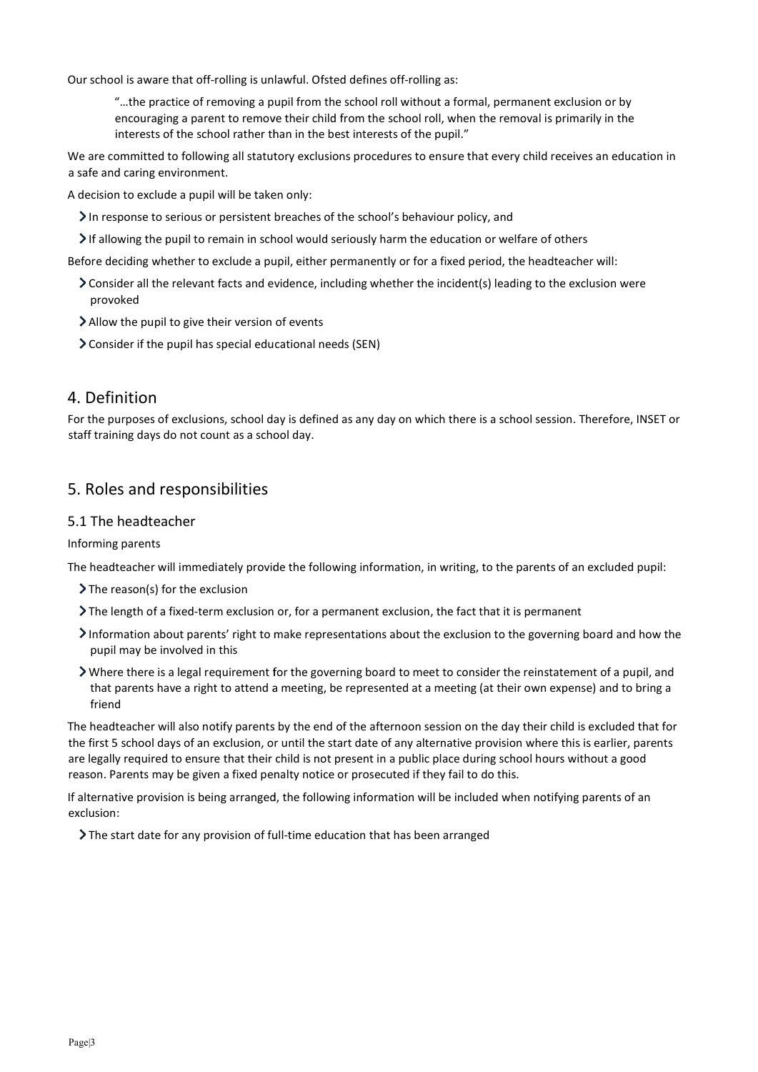Our school is aware that off-rolling is unlawful. Ofsted defines off-rolling as:

> "…the practice of removing a pupil from the school roll without a formal, permanent exclusion or by encouraging a parent to remove their child from the school roll, when the removal is primarily in the interests of the school rather than in the best interests of the pupil."

We are committed to following all statutory exclusions procedures to ensure that every child receives an education in a safe and caring environment.

A decision to exclude a pupil will be taken only:

- In response to serious or persistent breaches of the school's behaviour policy, and
- If allowing the pupil to remain in school would seriously harm the education or welfare of others

Before deciding whether to exclude a pupil, either permanently or for a fixed period, the headteacher will:

- Consider all the relevant facts and evidence, including whether the incident(s) leading to the exclusion were provoked
- Allow the pupil to give their version of events
- Consider if the pupil has special educational needs (SEN)

## 4. Definition

For the purposes of exclusions, school day is defined as any day on which there is a school session. Therefore, INSET or staff training days do not count as a school day.

## 5. Roles and responsibilities

### 5.1 The headteacher

Informing parents

The headteacher will immediately provide the following information, in writing, to the parents of an excluded pupil:

- The reason(s) for the exclusion
- The length of a fixed-term exclusion or, for a permanent exclusion, the fact that it is permanent
- Information about parents' right to make representations about the exclusion to the governing board and how the pupil may be involved in this
- Where there is a legal requirement for the governing board to meet to consider the reinstatement of a pupil, and that parents have a right to attend a meeting, be represented at a meeting (at their own expense) and to bring a friend

The headteacher will also notify parents by the end of the afternoon session on the day their child is excluded that for the first 5 school days of an exclusion, or until the start date of any alternative provision where this is earlier, parents are legally required to ensure that their child is not present in a public place during school hours without a good reason. Parents may be given a fixed penalty notice or prosecuted if they fail to do this.

If alternative provision is being arranged, the following information will be included when notifying parents of an exclusion:

- The start date for any provision of full-time education that has been arranged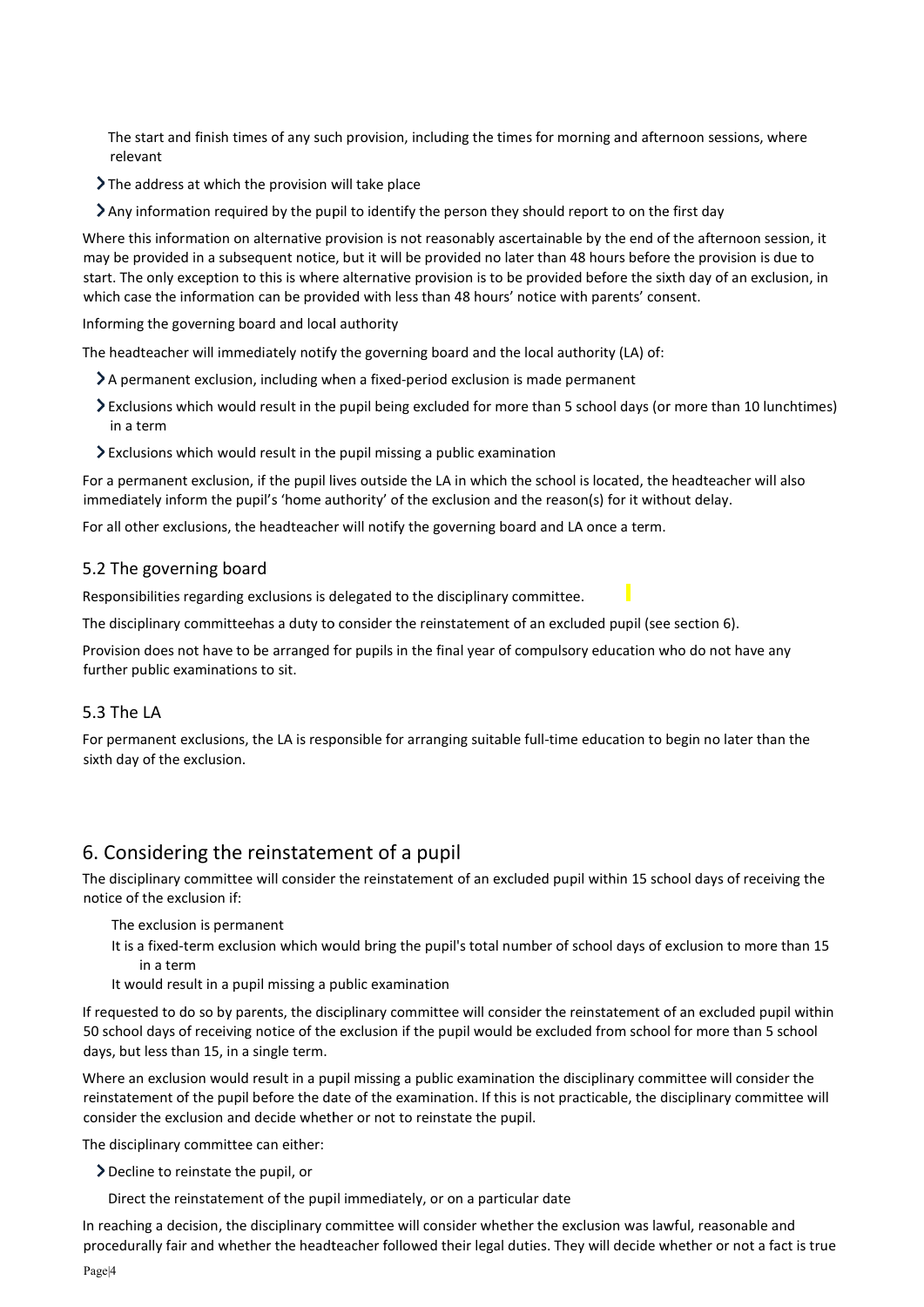- The start and finish times of any such provision, including the times for morning and afternoon sessions, where relevant
- The address at which the provision will take place
- Any information required by the pupil to identify the person they should report to on the first day

Where this information on alternative provision is not reasonably ascertainable by the end of the afternoon session, it may be provided in a subsequent notice, but it will be provided no later than 48 hours before the provision is due to start. The only exception to this is where alternative provision is to be provided before the sixth day of an exclusion, in which case the information can be provided with less than 48 hours' notice with parents' consent.

Informing the governing board and local authority

The headteacher will immediately notify the governing board and the local authority (LA) of:

- A permanent exclusion, including when a fixed-period exclusion is made permanent
- Exclusions which would result in the pupil being excluded for more than 5 school days (or more than 10 lunchtimes) in a term
- Exclusions which would result in the pupil missing a public examination

For a permanent exclusion, if the pupil lives outside the LA in which the school is located, the headteacher will also immediately inform the pupil's 'home authority' of the exclusion and the reason(s) for it without delay.

For all other exclusions, the headteacher will notify the governing board and LA once a term.

### 5.2 The governing board

Responsibilities regarding exclusions is delegated to the disciplinary committee.

The disciplinary committeehas a duty to consider the reinstatement of an excluded pupil (see section 6).

Provision does not have to be arranged for pupils in the final year of compulsory education who do not have any further public examinations to sit.

### 5.3 The LA

For permanent exclusions, the LA is responsible for arranging suitable full-time education to begin no later than the sixth day of the exclusion.

## 6. Considering the reinstatement of a pupil

The disciplinary committee will consider the reinstatement of an excluded pupil within 15 school days of receiving the notice of the exclusion if:

- The exclusion is permanent
- It is a fixed-term exclusion which would bring the pupil's total number of school days of exclusion to more than 15 in a term
- It would result in a pupil missing a public examination

If requested to do so by parents, the disciplinary committee will consider the reinstatement of an excluded pupil within 50 school days of receiving notice of the exclusion if the pupil would be excluded from school for more than 5 school days, but less than 15, in a single term.

Where an exclusion would result in a pupil missing a public examination the disciplinary committee will consider the reinstatement of the pupil before the date of the examination. If this is not practicable, the disciplinary committee will consider the exclusion and decide whether or not to reinstate the pupil.

The disciplinary committee can either:

- Decline to reinstate the pupil, or
- Direct the reinstatement of the pupil immediately, or on a particular date

In reaching a decision, the disciplinary committee will consider whether the exclusion was lawful, reasonable and procedurally fair and whether the headteacher followed their legal duties. They will decide whether or not a fact is true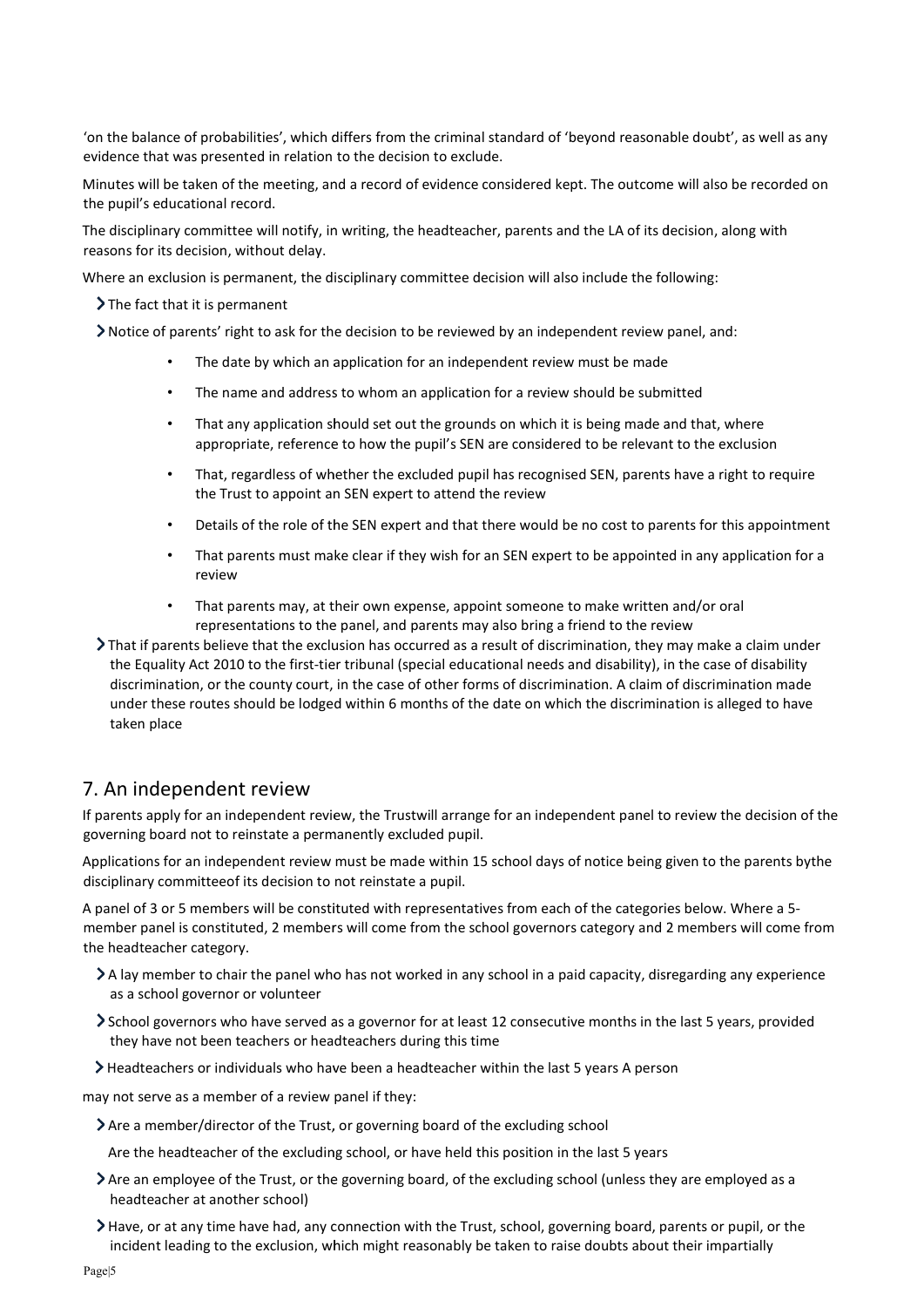'on the balance of probabilities', which differs from the criminal standard of 'beyond reasonable doubt', as well as any evidence that was presented in relation to the decision to exclude.

Minutes will be taken of the meeting, and a record of evidence considered kept. The outcome will also be recorded on the pupil's educational record.

The disciplinary committee will notify, in writing, the headteacher, parents and the LA of its decision, along with reasons for its decision, without delay.

Where an exclusion is permanent, the disciplinary committee decision will also include the following:

- The fact that it is permanent
- Notice of parents' right to ask for the decision to be reviewed by an independent review panel, and:
    - The date by which an application for an independent review must be made
    - The name and address to whom an application for a review should be submitted
    - That any application should set out the grounds on which it is being made and that, where appropriate, reference to how the pupil's SEN are considered to be relevant to the exclusion
    - That, regardless of whether the excluded pupil has recognised SEN, parents have a right to require the Trust to appoint an SEN expert to attend the review
    - Details of the role of the SEN expert and that there would be no cost to parents for this appointment
    - That parents must make clear if they wish for an SEN expert to be appointed in any application for a review
    - That parents may, at their own expense, appoint someone to make written and/or oral representations to the panel, and parents may also bring a friend to the review
- That if parents believe that the exclusion has occurred as a result of discrimination, they may make a claim under the Equality Act 2010 to the first-tier tribunal (special educational needs and disability), in the case of disability discrimination, or the county court, in the case of other forms of discrimination. A claim of discrimination made under these routes should be lodged within 6 months of the date on which the discrimination is alleged to have taken place

## 7. An independent review

If parents apply for an independent review, the Trustwill arrange for an independent panel to review the decision of the governing board not to reinstate a permanently excluded pupil.

Applications for an independent review must be made within 15 school days of notice being given to the parents bythe disciplinary committeeof its decision to not reinstate a pupil.

A panel of 3 or 5 members will be constituted with representatives from each of the categories below. Where a 5-member panel is constituted, 2 members will come from the school governors category and 2 members will come from the headteacher category.

- A lay member to chair the panel who has not worked in any school in a paid capacity, disregarding any experience as a school governor or volunteer
- School governors who have served as a governor for at least 12 consecutive months in the last 5 years, provided they have not been teachers or headteachers during this time
- Headteachers or individuals who have been a headteacher within the last 5 years A person

may not serve as a member of a review panel if they:

- Are a member/director of the Trust, or governing board of the excluding school

  Are the headteacher of the excluding school, or have held this position in the last 5 years
- Are an employee of the Trust, or the governing board, of the excluding school (unless they are employed as a headteacher at another school)
- Have, or at any time have had, any connection with the Trust, school, governing board, parents or pupil, or the incident leading to the exclusion, which might reasonably be taken to raise doubts about their impartially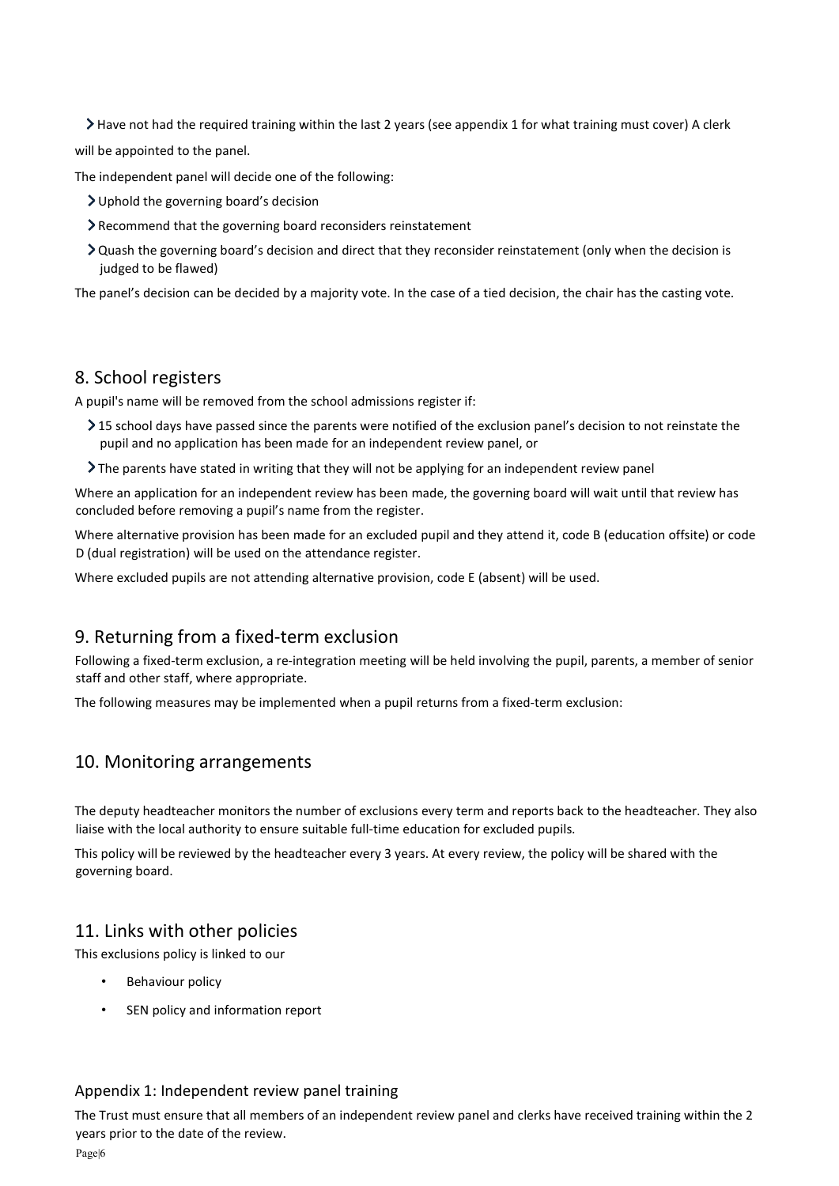- Have not had the required training within the last 2 years (see appendix 1 for what training must cover) A clerk

will be appointed to the panel.

The independent panel will decide one of the following:

- Uphold the governing board's decision
- Recommend that the governing board reconsiders reinstatement
- Quash the governing board's decision and direct that they reconsider reinstatement (only when the decision is judged to be flawed)

The panel's decision can be decided by a majority vote. In the case of a tied decision, the chair has the casting vote.

## 8. School registers

A pupil's name will be removed from the school admissions register if:

- 15 school days have passed since the parents were notified of the exclusion panel's decision to not reinstate the pupil and no application has been made for an independent review panel, or
- The parents have stated in writing that they will not be applying for an independent review panel

Where an application for an independent review has been made, the governing board will wait until that review has concluded before removing a pupil's name from the register.

Where alternative provision has been made for an excluded pupil and they attend it, code B (education offsite) or code D (dual registration) will be used on the attendance register.

Where excluded pupils are not attending alternative provision, code E (absent) will be used.

## 9. Returning from a fixed-term exclusion

Following a fixed-term exclusion, a re-integration meeting will be held involving the pupil, parents, a member of senior staff and other staff, where appropriate.

The following measures may be implemented when a pupil returns from a fixed-term exclusion:

## 10. Monitoring arrangements

The deputy headteacher monitors the number of exclusions every term and reports back to the headteacher. They also liaise with the local authority to ensure suitable full-time education for excluded pupils.

This policy will be reviewed by the headteacher every 3 years. At every review, the policy will be shared with the governing board.

## 11. Links with other policies

This exclusions policy is linked to our

- Behaviour policy
- SEN policy and information report

### Appendix 1: Independent review panel training

The Trust must ensure that all members of an independent review panel and clerks have received training within the 2 years prior to the date of the review.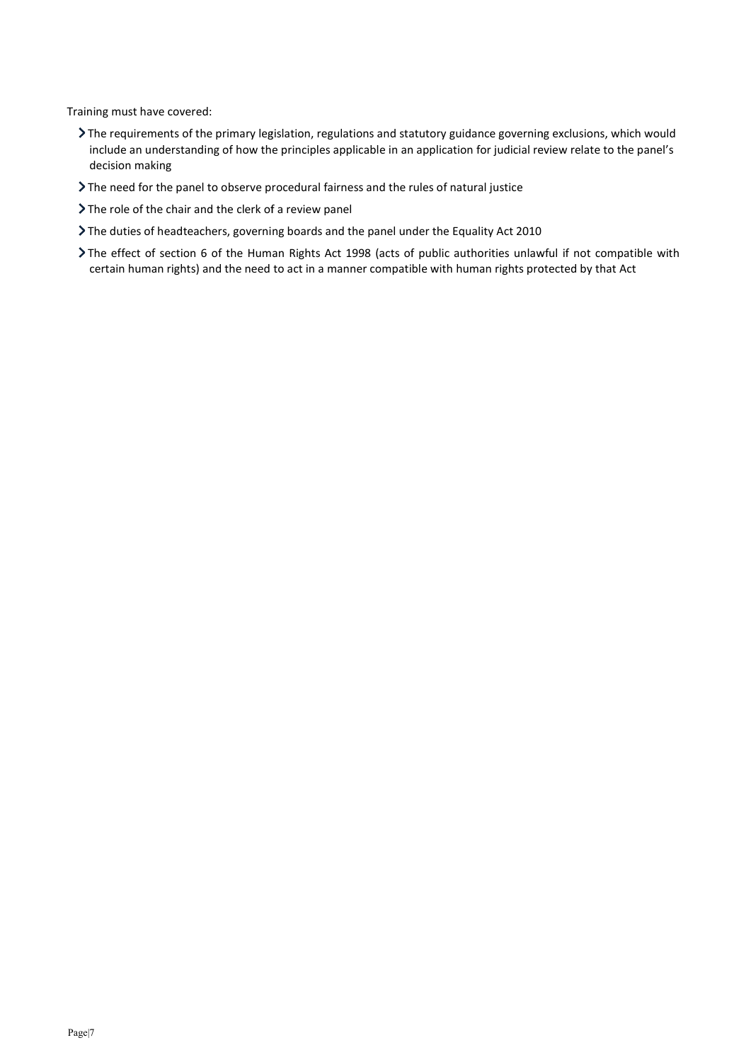Training must have covered:

- The requirements of the primary legislation, regulations and statutory guidance governing exclusions, which would include an understanding of how the principles applicable in an application for judicial review relate to the panel's decision making
- The need for the panel to observe procedural fairness and the rules of natural justice
- The role of the chair and the clerk of a review panel
- The duties of headteachers, governing boards and the panel under the Equality Act 2010
- The effect of section 6 of the Human Rights Act 1998 (acts of public authorities unlawful if not compatible with certain human rights) and the need to act in a manner compatible with human rights protected by that Act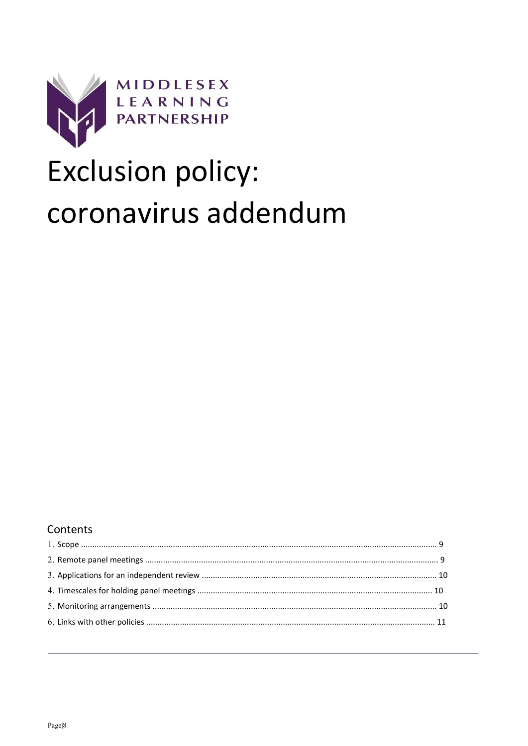MIDDLESEX LEARNING PARTNERSHIP

# Exclusion policy: coronavirus addendum

## Contents

1. Scope .......... 9
2. Remote panel meetings .......... 9
3. Applications for an independent review .......... 10
4. Timescales for holding panel meetings .......... 10
5. Monitoring arrangements .......... 10
6. Links with other policies .......... 11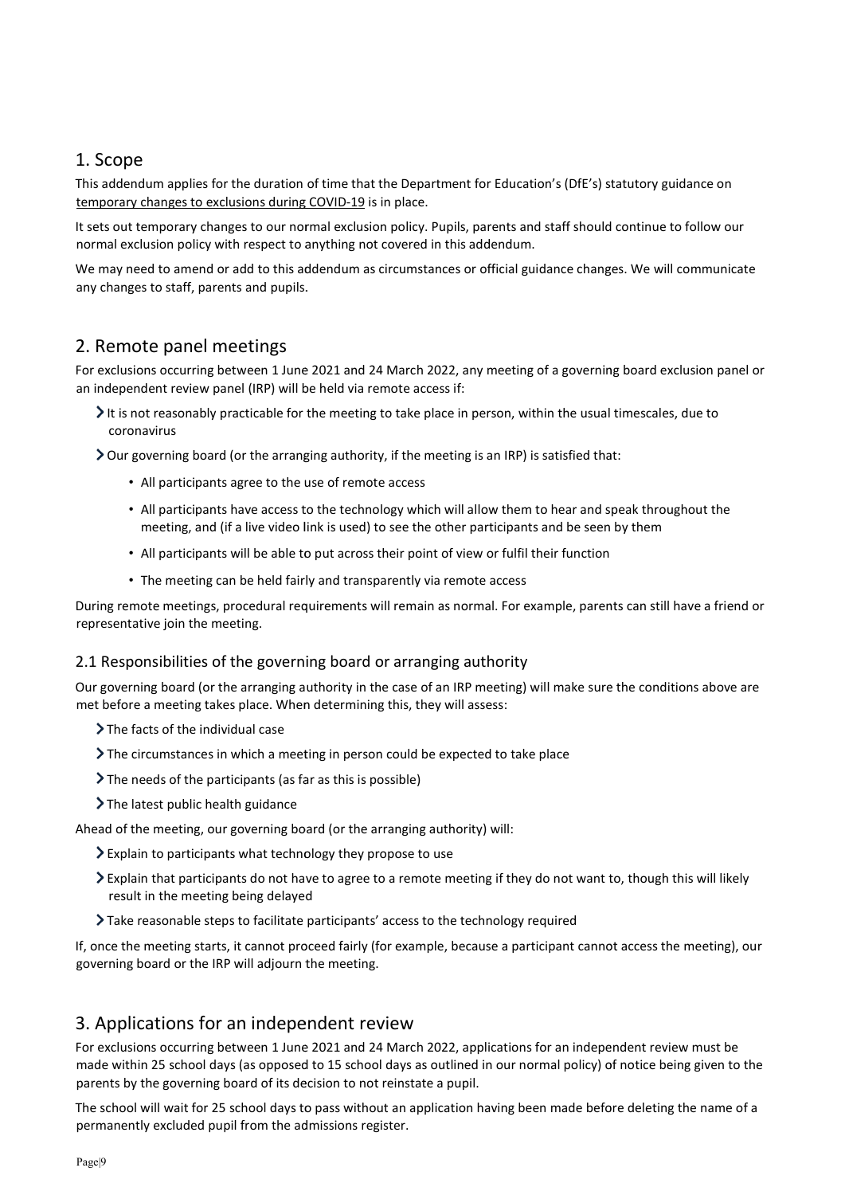## 1. Scope

This addendum applies for the duration of time that the Department for Education's (DfE's) statutory guidance on temporary changes to exclusions during COVID-19 is in place.

It sets out temporary changes to our normal exclusion policy. Pupils, parents and staff should continue to follow our normal exclusion policy with respect to anything not covered in this addendum.

We may need to amend or add to this addendum as circumstances or official guidance changes. We will communicate any changes to staff, parents and pupils.

## 2. Remote panel meetings

For exclusions occurring between 1 June 2021 and 24 March 2022, any meeting of a governing board exclusion panel or an independent review panel (IRP) will be held via remote access if:

- It is not reasonably practicable for the meeting to take place in person, within the usual timescales, due to coronavirus
- Our governing board (or the arranging authority, if the meeting is an IRP) is satisfied that:
    - All participants agree to the use of remote access
    - All participants have access to the technology which will allow them to hear and speak throughout the meeting, and (if a live video link is used) to see the other participants and be seen by them
    - All participants will be able to put across their point of view or fulfil their function
    - The meeting can be held fairly and transparently via remote access

During remote meetings, procedural requirements will remain as normal. For example, parents can still have a friend or representative join the meeting.

### 2.1 Responsibilities of the governing board or arranging authority

Our governing board (or the arranging authority in the case of an IRP meeting) will make sure the conditions above are met before a meeting takes place. When determining this, they will assess:

- The facts of the individual case
- The circumstances in which a meeting in person could be expected to take place
- The needs of the participants (as far as this is possible)
- The latest public health guidance

Ahead of the meeting, our governing board (or the arranging authority) will:

- Explain to participants what technology they propose to use
- Explain that participants do not have to agree to a remote meeting if they do not want to, though this will likely result in the meeting being delayed
- Take reasonable steps to facilitate participants' access to the technology required

If, once the meeting starts, it cannot proceed fairly (for example, because a participant cannot access the meeting), our governing board or the IRP will adjourn the meeting.

## 3. Applications for an independent review

For exclusions occurring between 1 June 2021 and 24 March 2022, applications for an independent review must be made within 25 school days (as opposed to 15 school days as outlined in our normal policy) of notice being given to the parents by the governing board of its decision to not reinstate a pupil.

The school will wait for 25 school days to pass without an application having been made before deleting the name of a permanently excluded pupil from the admissions register.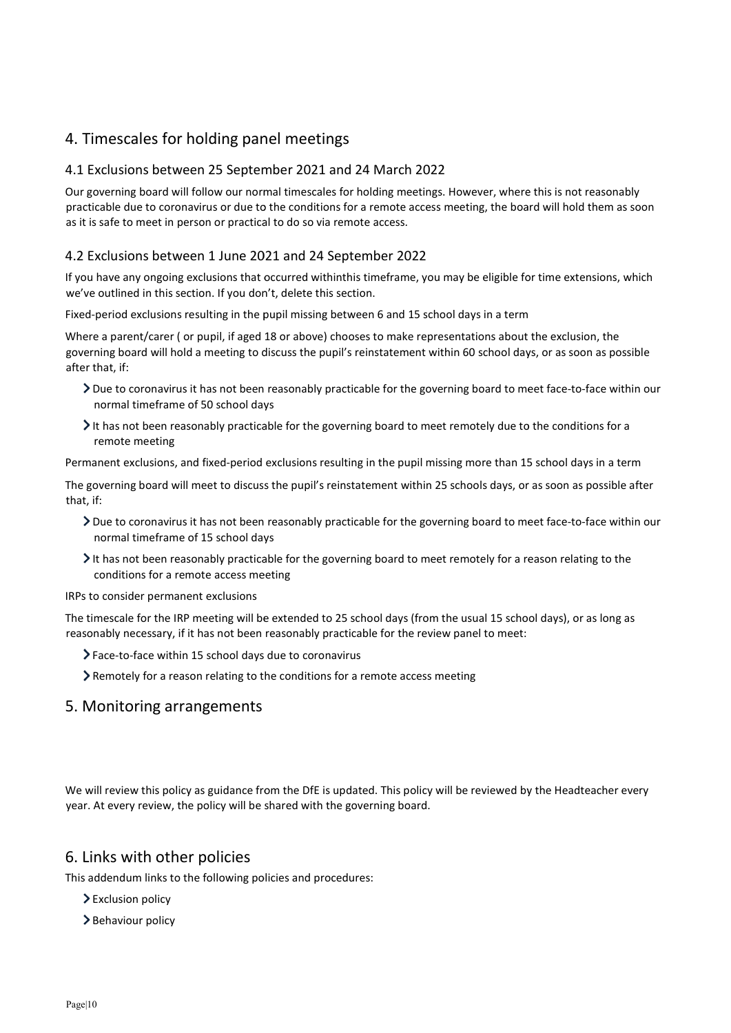## 4. Timescales for holding panel meetings

### 4.1 Exclusions between 25 September 2021 and 24 March 2022

Our governing board will follow our normal timescales for holding meetings. However, where this is not reasonably practicable due to coronavirus or due to the conditions for a remote access meeting, the board will hold them as soon as it is safe to meet in person or practical to do so via remote access.

### 4.2 Exclusions between 1 June 2021 and 24 September 2022

If you have any ongoing exclusions that occurred withinthis timeframe, you may be eligible for time extensions, which we've outlined in this section. If you don't, delete this section.

Fixed-period exclusions resulting in the pupil missing between 6 and 15 school days in a term

Where a parent/carer ( or pupil, if aged 18 or above) chooses to make representations about the exclusion, the governing board will hold a meeting to discuss the pupil's reinstatement within 60 school days, or as soon as possible after that, if:

- Due to coronavirus it has not been reasonably practicable for the governing board to meet face-to-face within our normal timeframe of 50 school days
- It has not been reasonably practicable for the governing board to meet remotely due to the conditions for a remote meeting

Permanent exclusions, and fixed-period exclusions resulting in the pupil missing more than 15 school days in a term

The governing board will meet to discuss the pupil's reinstatement within 25 schools days, or as soon as possible after that, if:

- Due to coronavirus it has not been reasonably practicable for the governing board to meet face-to-face within our normal timeframe of 15 school days
- It has not been reasonably practicable for the governing board to meet remotely for a reason relating to the conditions for a remote access meeting

IRPs to consider permanent exclusions

The timescale for the IRP meeting will be extended to 25 school days (from the usual 15 school days), or as long as reasonably necessary, if it has not been reasonably practicable for the review panel to meet:

- Face-to-face within 15 school days due to coronavirus
- Remotely for a reason relating to the conditions for a remote access meeting

## 5. Monitoring arrangements

We will review this policy as guidance from the DfE is updated. This policy will be reviewed by the Headteacher every year. At every review, the policy will be shared with the governing board.

## 6. Links with other policies

This addendum links to the following policies and procedures:

- Exclusion policy
- Behaviour policy